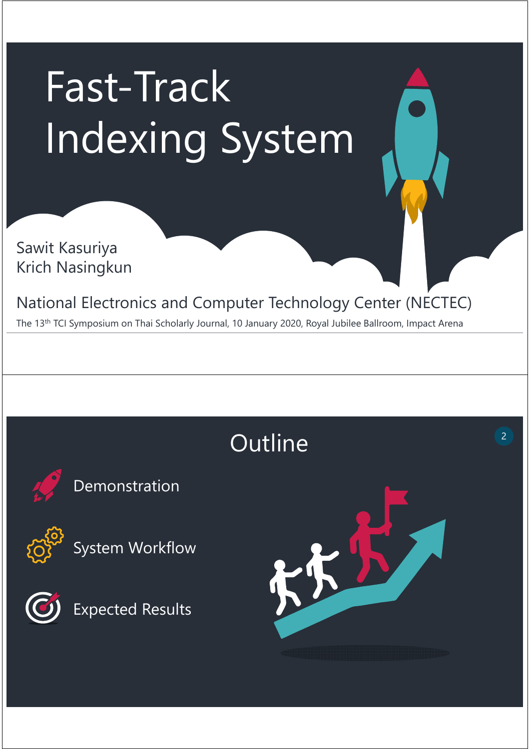# Fast-Track Indexing System

Sawit Kasuriya
Krich Nasingkun

National Electronics and Computer Technology Center (NECTEC)

The 13th TCI Symposium on Thai Scholarly Journal, 10 January 2020, Royal Jubilee Ballroom, Impact Arena

## Outline

- Demonstration
- System Workflow
- Expected Results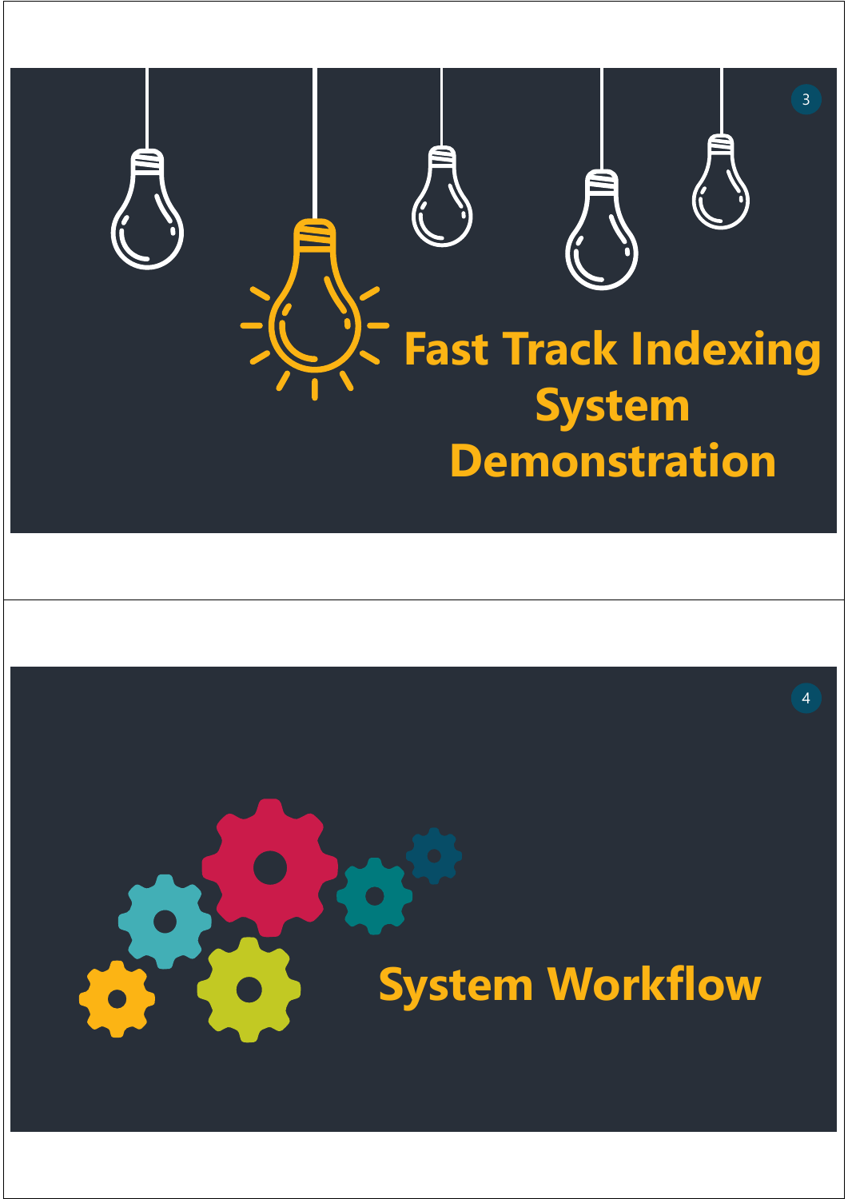# Fast Track Indexing System Demonstration

# System Workflow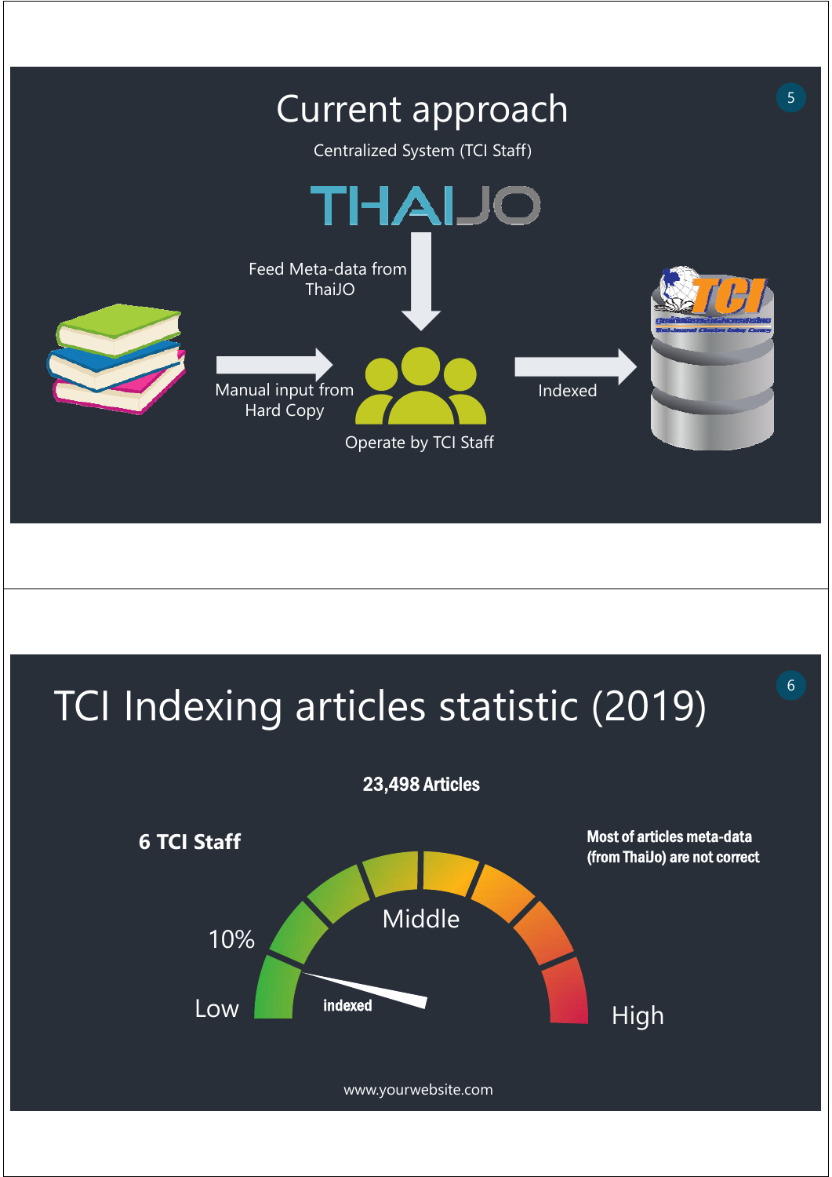# Current approach

Centralized System (TCI Staff)

THAIJO

Feed Meta-data from ThaiJO

Manual input from Hard Copy

Operate by TCI Staff

Indexed

# TCI Indexing articles statistic (2019)

23,498 Articles

6 TCI Staff

Most of articles meta-data (from ThaiJo) are not correct

10%

Low

Middle

High

indexed

www.yourwebsite.com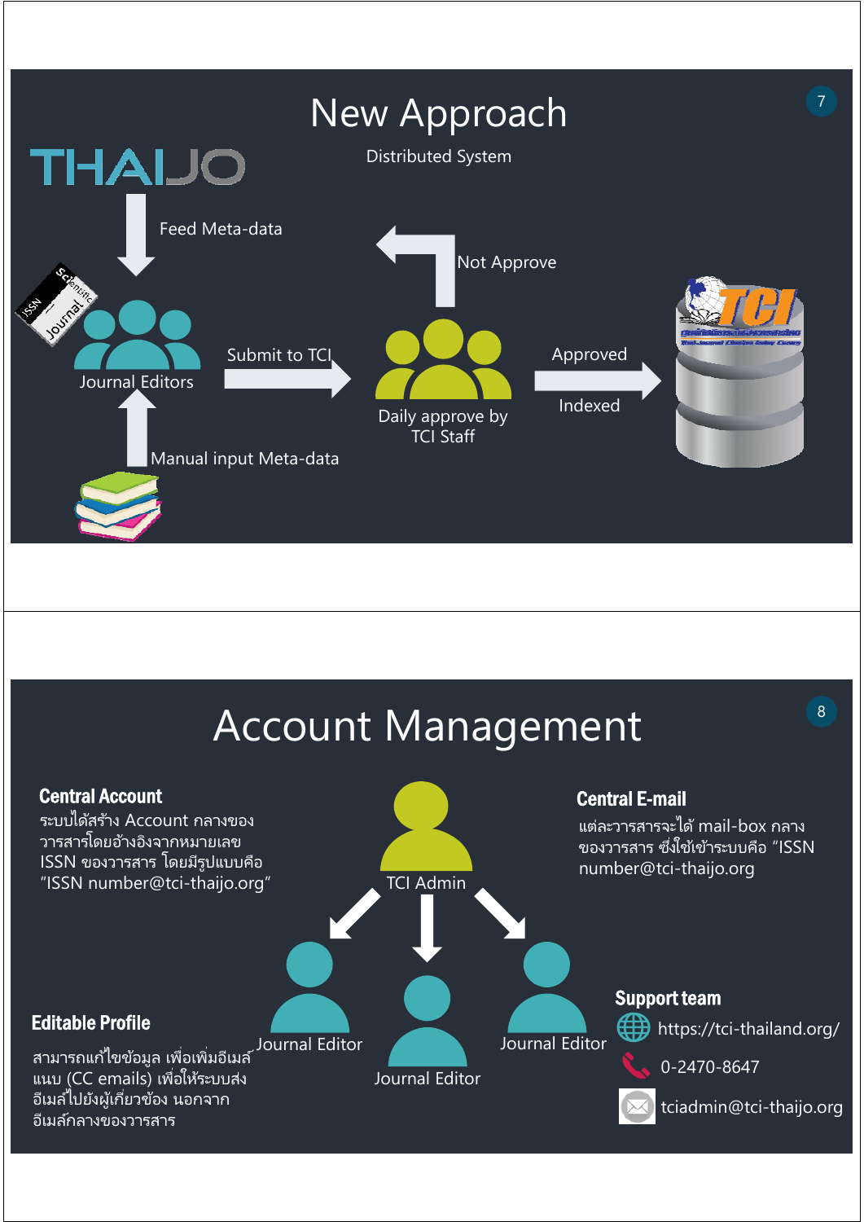# New Approach

Distributed System

THAIJO

Feed Meta-data

Journal Editors

Manual input Meta-data

Submit to TCI

Not Approve

Daily approve by TCI Staff

Approved

Indexed

TCI

# Account Management

**Central Account**

ระบบได้สร้าง Account กลางของวารสารโดยอ้างอิงจากหมายเลข ISSN ของวารสาร โดยมีรูปแบบคือ "ISSN number@tci-thaijo.org"

**Central E-mail**

แต่ละวารสารจะได้ mail-box กลางของวารสาร ซึ่งใช้เข้าระบบคือ "ISSN number@tci-thaijo.org

TCI Admin

Journal Editor

Journal Editor

Journal Editor

**Editable Profile**

สามารถแก้ไขข้อมูล เพื่อเพิ่มอีเมล์แนบ (CC emails) เพื่อให้ระบบส่งอีเมล์ไปยังผู้เกี่ยวข้อง นอกจากอีเมล์กลางของวารสาร

**Support team**

https://tci-thailand.org/

0-2470-8647

tciadmin@tci-thaijo.org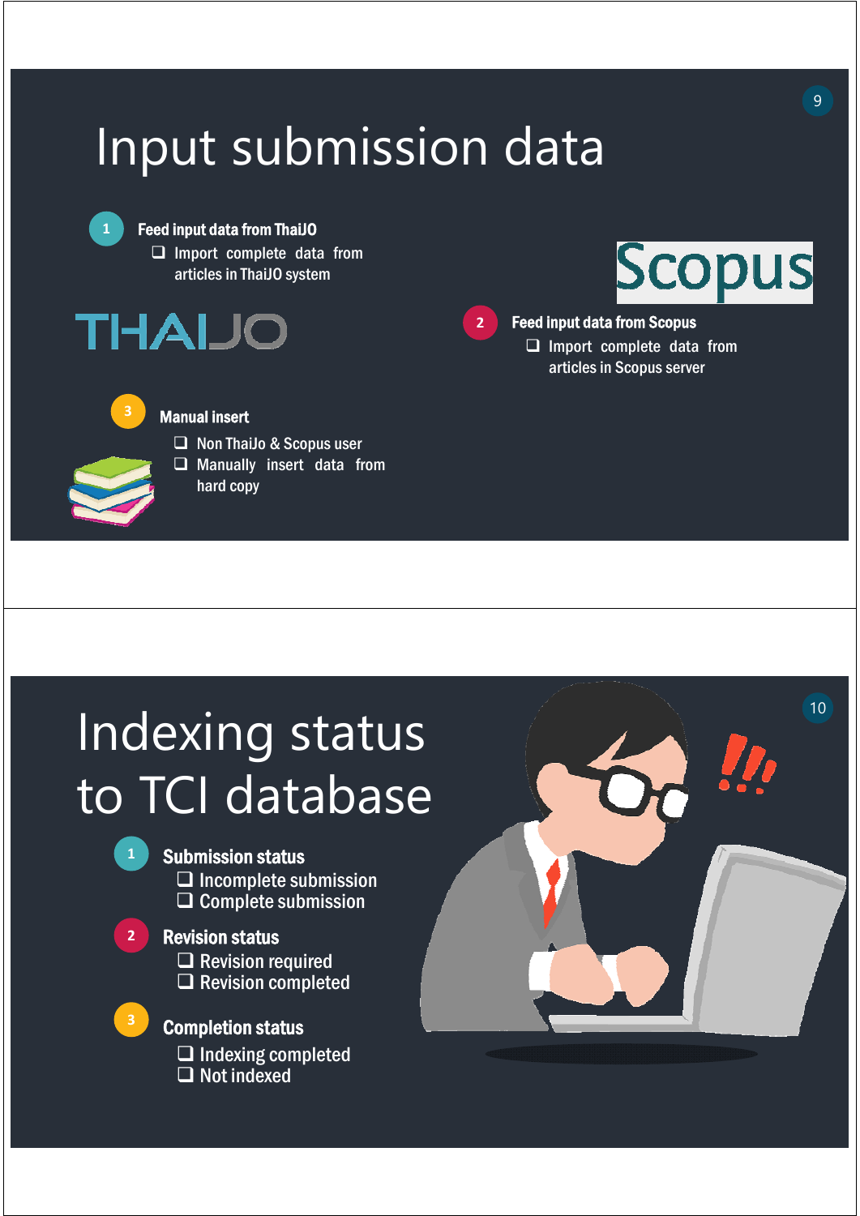# Input submission data

1. **Feed input data from ThaiJO**
   - Import complete data from articles in ThaiJO system

THAIJO

Scopus

2. **Feed input data from Scopus**
   - Import complete data from articles in Scopus server

3. **Manual insert**
   - Non ThaiJo & Scopus user
   - Manually insert data from hard copy

# Indexing status to TCI database

1. **Submission status**
   - Incomplete submission
   - Complete submission
2. **Revision status**
   - Revision required
   - Revision completed
3. **Completion status**
   - Indexing completed
   - Not indexed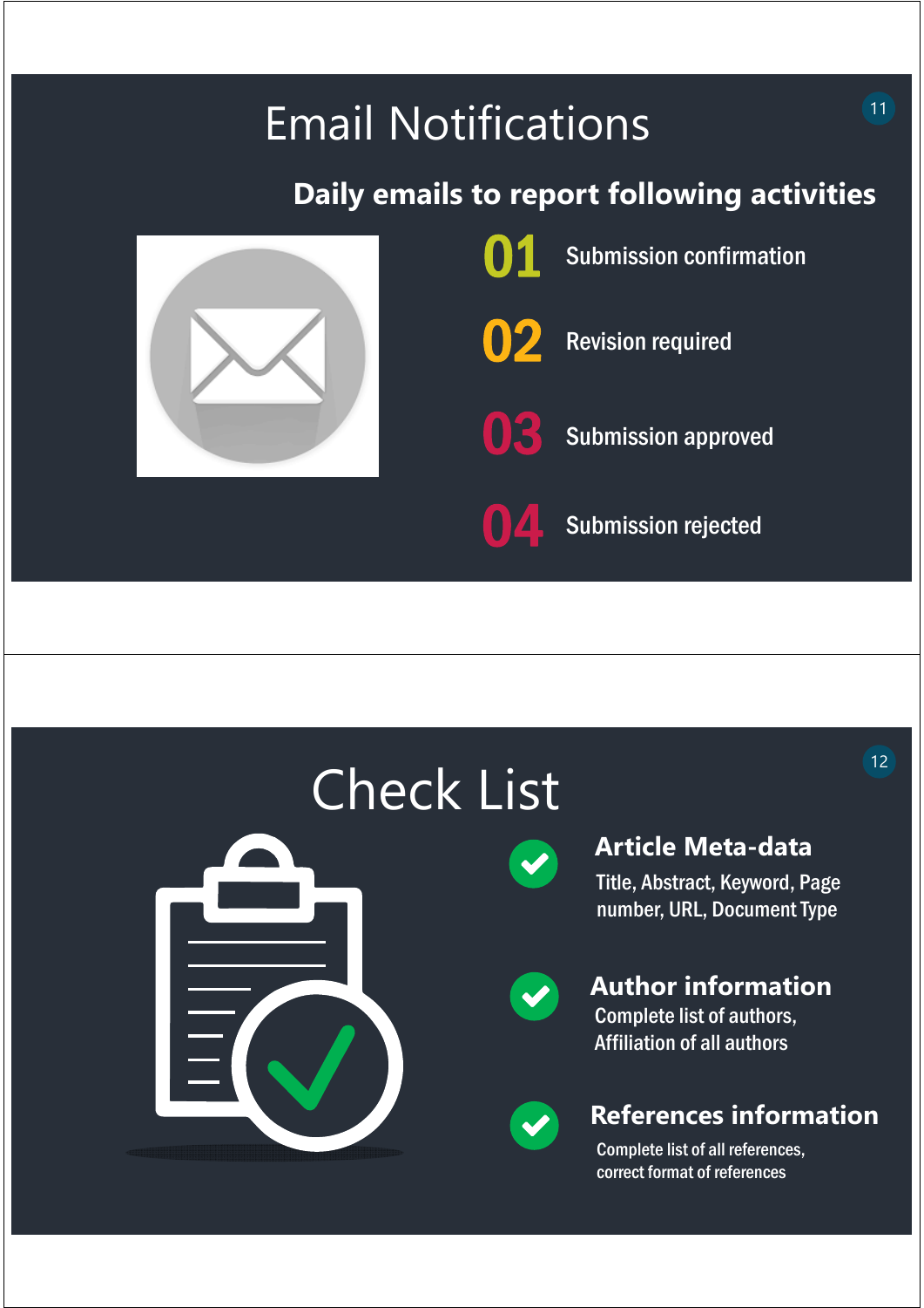# Email Notifications

**Daily emails to report following activities**

01 Submission confirmation

02 Revision required

03 Submission approved

04 Submission rejected

# Check List

**Article Meta-data**
Title, Abstract, Keyword, Page number, URL, Document Type

**Author information**
Complete list of authors, Affiliation of all authors

**References information**
Complete list of all references, correct format of references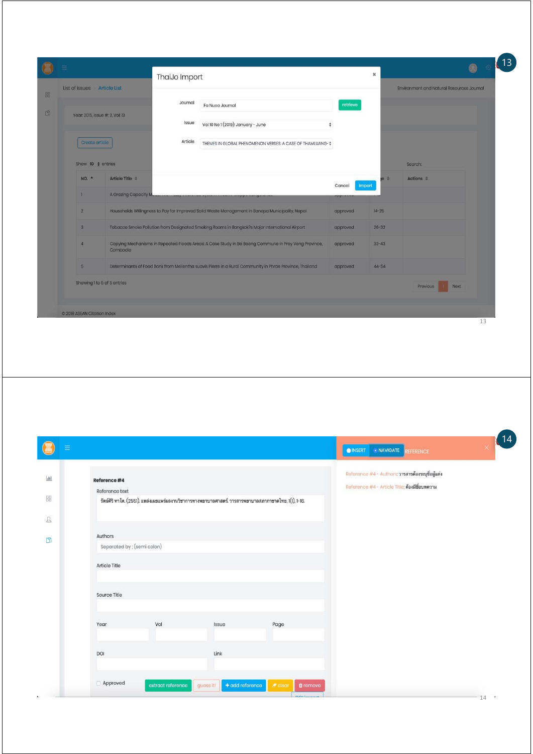ThaiJo Import

Journal: Fa Nuea Journal [retrieve]

Issue: Vol 10 No 1 (2019): January - June

Article: THEMES IN GLOBAL PHENOMENON VERSES: A CASE OF THAMLUANG-

Cancel | Import

List of issues > Article List

Environment and Natural Resources Journal

Year: 2015, Issue #: 2, Vol: 13

Create article

Show 10 entries

Search:

| NO. | Article Title | | Page | Actions |
|---|---|---|---|---|
| 1 | A Grazing Capacity M... | approved | | |
| 2 | Households Willingness to Pay for Improved Solid Waste Management in Banepa Municipality, Nepal | approved | 14-25 | |
| 3 | Tobacco Smoke Pollution from Designated Smoking Rooms in Bangkok?s Major International Airport | approved | 26-32 | |
| 4 | Copying Mechanisms in Repeated Floods Areas: A Case Study in Ba Boeng Commune in Prey Veng Province, Cambodia | approved | 33-43 | |
| 5 | Determinants of Food Bank from Melientha suavis Pierre in a Rural Community in Phrae Province, Thailand | approved | 44-54 | |

Showing 1 to 5 of 5 entries

Previous 1 Next

© 2018 ASEAN Citation Index

---

INSERT | NAVIGATE | REFERENCE

Reference #4 - Authors: วารสารต้องระบุชื่อผู้แต่ง

Reference #4 - Article Title: ต้องมีชื่อบทความ

**Reference #4**

Reference text

รัตน์ศิริ ทาโต. (2551). แหล่งเผยแพร่ผลงานวิชาการทางพยาบาลศาสตร์. วารสารพยาบาลสภากาชาดไทย, 1(1), 1-16.

Authors

Separated by ; (semi colon)

Article Title

Source Title

Year | Vol | Issue | Page

DOI | Link

Approved

extract reference | guess it! | + add reference | clear | remove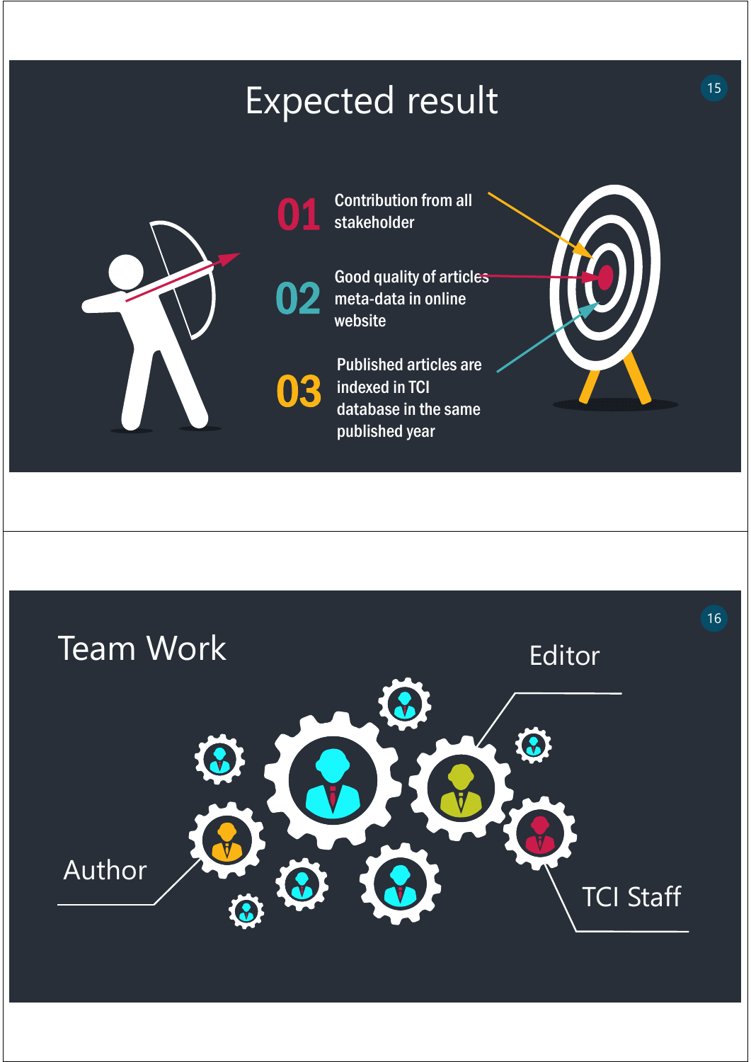# Expected result

**01** Contribution from all stakeholder

**02** Good quality of articles meta-data in online website

**03** Published articles are indexed in TCI database in the same published year

# Team Work

Editor

Author

TCI Staff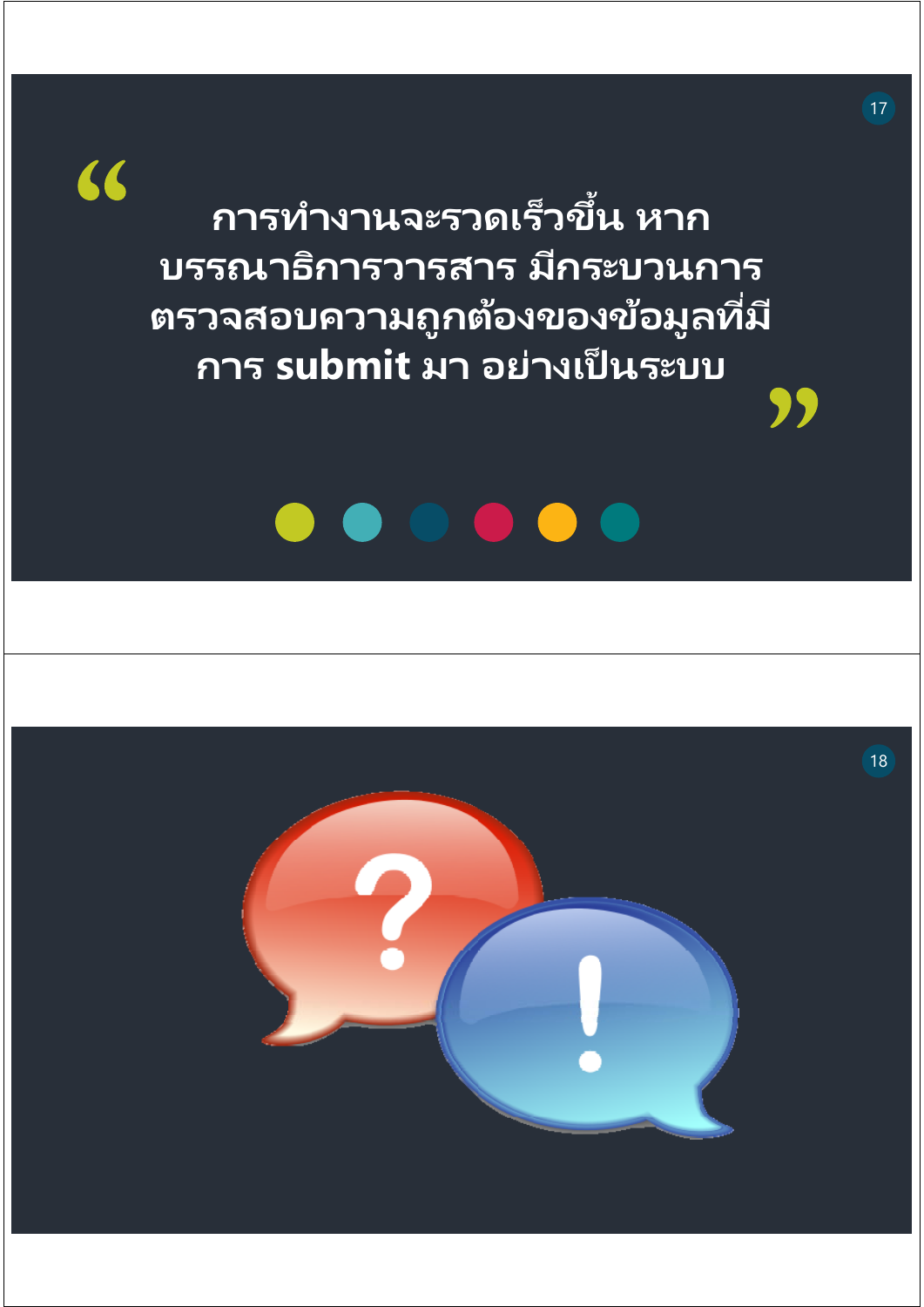> การทำงานจะรวดเร็วขึ้น หาก บรรณาธิการวารสาร มีกระบวนการ ตรวจสอบความถูกต้องของข้อมูลที่มีการ submit มา อย่างเป็นระบบ